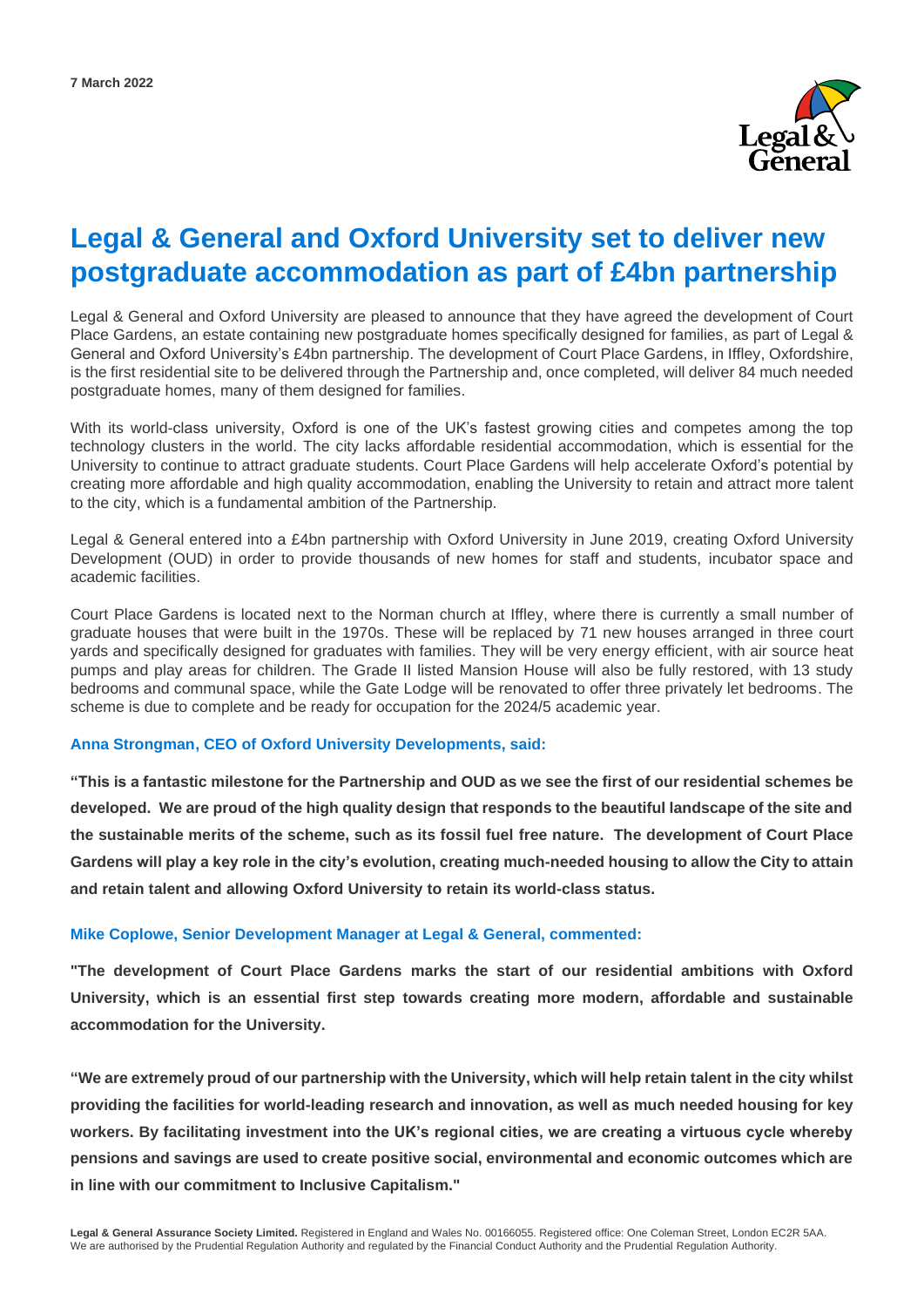**7 March 2022**

# Legal & General and Oxford University set to deliver new postgraduate accommodation as part of £4bn partnership

Legal & General and Oxford University are pleased to announce that they have agreed the development of Court Place Gardens, an estate containing new postgraduate homes specifically designed for families, as part of Legal & General and Oxford University's £4bn partnership. The development of Court Place Gardens, in Iffley, Oxfordshire, is the first residential site to be delivered through the Partnership and, once completed, will deliver 84 much needed postgraduate homes, many of them designed for families.

With its world-class university, Oxford is one of the UK's fastest growing cities and competes among the top technology clusters in the world. The city lacks affordable residential accommodation, which is essential for the University to continue to attract graduate students. Court Place Gardens will help accelerate Oxford's potential by creating more affordable and high quality accommodation, enabling the University to retain and attract more talent to the city, which is a fundamental ambition of the Partnership.

Legal & General entered into a £4bn partnership with Oxford University in June 2019, creating Oxford University Development (OUD) in order to provide thousands of new homes for staff and students, incubator space and academic facilities.

Court Place Gardens is located next to the Norman church at Iffley, where there is currently a small number of graduate houses that were built in the 1970s. These will be replaced by 71 new houses arranged in three court yards and specifically designed for graduates with families. They will be very energy efficient, with air source heat pumps and play areas for children. The Grade II listed Mansion House will also be fully restored, with 13 study bedrooms and communal space, while the Gate Lodge will be renovated to offer three privately let bedrooms. The scheme is due to complete and be ready for occupation for the 2024/5 academic year.

**Anna Strongman, CEO of Oxford University Developments, said:**

**"This is a fantastic milestone for the Partnership and OUD as we see the first of our residential schemes be developed. We are proud of the high quality design that responds to the beautiful landscape of the site and the sustainable merits of the scheme, such as its fossil fuel free nature. The development of Court Place Gardens will play a key role in the city's evolution, creating much-needed housing to allow the City to attain and retain talent and allowing Oxford University to retain its world-class status.**

**Mike Coplowe, Senior Development Manager at Legal & General, commented:**

**"The development of Court Place Gardens marks the start of our residential ambitions with Oxford University, which is an essential first step towards creating more modern, affordable and sustainable accommodation for the University.**

**"We are extremely proud of our partnership with the University, which will help retain talent in the city whilst providing the facilities for world-leading research and innovation, as well as much needed housing for key workers. By facilitating investment into the UK's regional cities, we are creating a virtuous cycle whereby pensions and savings are used to create positive social, environmental and economic outcomes which are in line with our commitment to Inclusive Capitalism."**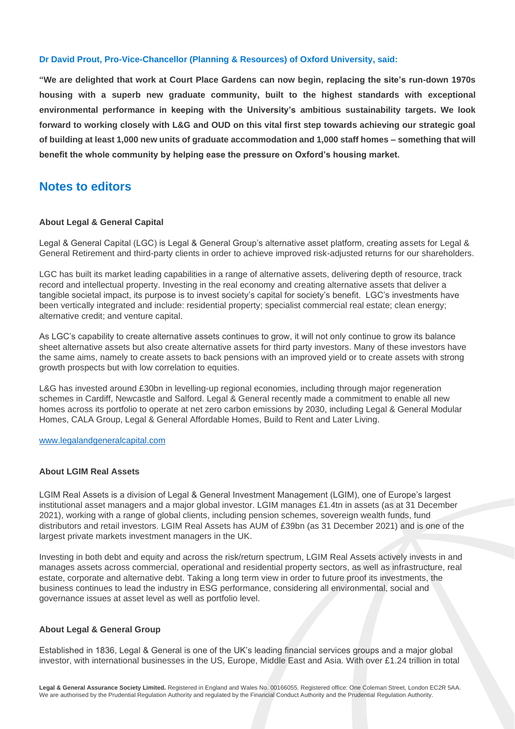**Dr David Prout, Pro-Vice-Chancellor (Planning & Resources) of Oxford University, said:**

**"We are delighted that work at Court Place Gardens can now begin, replacing the site's run-down 1970s housing with a superb new graduate community, built to the highest standards with exceptional environmental performance in keeping with the University's ambitious sustainability targets. We look forward to working closely with L&G and OUD on this vital first step towards achieving our strategic goal of building at least 1,000 new units of graduate accommodation and 1,000 staff homes – something that will benefit the whole community by helping ease the pressure on Oxford's housing market.**

## Notes to editors

**About Legal & General Capital**

Legal & General Capital (LGC) is Legal & General Group's alternative asset platform, creating assets for Legal & General Retirement and third-party clients in order to achieve improved risk-adjusted returns for our shareholders.

LGC has built its market leading capabilities in a range of alternative assets, delivering depth of resource, track record and intellectual property. Investing in the real economy and creating alternative assets that deliver a tangible societal impact, its purpose is to invest society's capital for society's benefit. LGC's investments have been vertically integrated and include: residential property; specialist commercial real estate; clean energy; alternative credit; and venture capital.

As LGC's capability to create alternative assets continues to grow, it will not only continue to grow its balance sheet alternative assets but also create alternative assets for third party investors. Many of these investors have the same aims, namely to create assets to back pensions with an improved yield or to create assets with strong growth prospects but with low correlation to equities.

L&G has invested around £30bn in levelling-up regional economies, including through major regeneration schemes in Cardiff, Newcastle and Salford. Legal & General recently made a commitment to enable all new homes across its portfolio to operate at net zero carbon emissions by 2030, including Legal & General Modular Homes, CALA Group, Legal & General Affordable Homes, Build to Rent and Later Living.

www.legalandgeneralcapital.com

**About LGIM Real Assets**

LGIM Real Assets is a division of Legal & General Investment Management (LGIM), one of Europe's largest institutional asset managers and a major global investor. LGIM manages £1.4tn in assets (as at 31 December 2021), working with a range of global clients, including pension schemes, sovereign wealth funds, fund distributors and retail investors. LGIM Real Assets has AUM of £39bn (as 31 December 2021) and is one of the largest private markets investment managers in the UK.

Investing in both debt and equity and across the risk/return spectrum, LGIM Real Assets actively invests in and manages assets across commercial, operational and residential property sectors, as well as infrastructure, real estate, corporate and alternative debt. Taking a long term view in order to future proof its investments, the business continues to lead the industry in ESG performance, considering all environmental, social and governance issues at asset level as well as portfolio level.

**About Legal & General Group**

Established in 1836, Legal & General is one of the UK's leading financial services groups and a major global investor, with international businesses in the US, Europe, Middle East and Asia. With over £1.24 trillion in total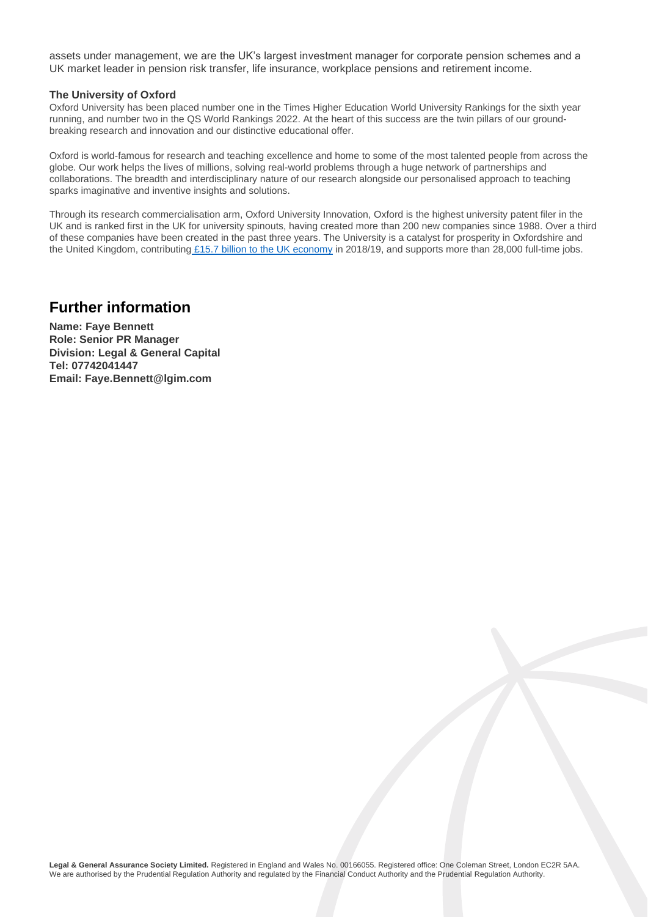assets under management, we are the UK's largest investment manager for corporate pension schemes and a UK market leader in pension risk transfer, life insurance, workplace pensions and retirement income.

**The University of Oxford**

Oxford University has been placed number one in the Times Higher Education World University Rankings for the sixth year running, and number two in the QS World Rankings 2022. At the heart of this success are the twin pillars of our ground-breaking research and innovation and our distinctive educational offer.

Oxford is world-famous for research and teaching excellence and home to some of the most talented people from across the globe. Our work helps the lives of millions, solving real-world problems through a huge network of partnerships and collaborations. The breadth and interdisciplinary nature of our research alongside our personalised approach to teaching sparks imaginative and inventive insights and solutions.

Through its research commercialisation arm, Oxford University Innovation, Oxford is the highest university patent filer in the UK and is ranked first in the UK for university spinouts, having created more than 200 new companies since 1988. Over a third of these companies have been created in the past three years. The University is a catalyst for prosperity in Oxfordshire and the United Kingdom, contributing £15.7 billion to the UK economy in 2018/19, and supports more than 28,000 full-time jobs.

## Further information

**Name: Faye Bennett**
**Role: Senior PR Manager**
**Division: Legal & General Capital**
**Tel: 07742041447**
**Email: Faye.Bennett@lgim.com**

**Legal & General Assurance Society Limited.** Registered in England and Wales No. 00166055. Registered office: One Coleman Street, London EC2R 5AA. We are authorised by the Prudential Regulation Authority and regulated by the Financial Conduct Authority and the Prudential Regulation Authority.